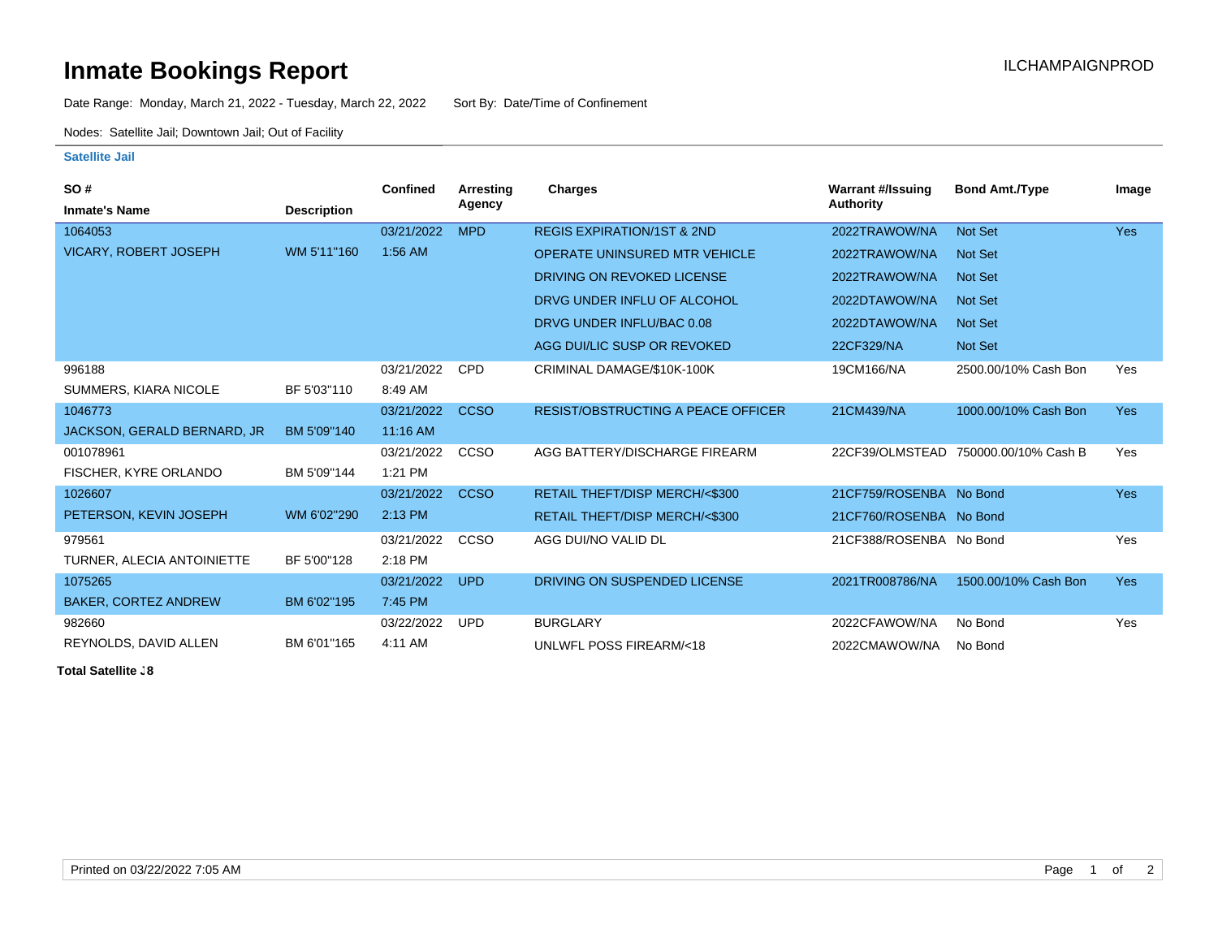# Inmate Bookings Report

ILCHAMPAIGNPROD

Date Range: Monday, March 21, 2022 - Tuesday, March 22, 2022    Sort By: Date/Time of Confinement

Nodes: Satellite Jail; Downtown Jail; Out of Facility

### Satellite Jail

| SO # / Inmate's Name | Description | Confined | Arresting Agency | Charges | Warrant #/Issuing Authority | Bond Amt./Type | Image |
|---|---|---|---|---|---|---|---|
| 1064053 | | 03/21/2022 | MPD | REGIS EXPIRATION/1ST & 2ND | 2022TRAWOW/NA | Not Set | Yes |
| VICARY, ROBERT JOSEPH | WM 5'11"160 | 1:56 AM | | OPERATE UNINSURED MTR VEHICLE | 2022TRAWOW/NA | Not Set | |
| | | | | DRIVING ON REVOKED LICENSE | 2022TRAWOW/NA | Not Set | |
| | | | | DRVG UNDER INFLU OF ALCOHOL | 2022DTAWOW/NA | Not Set | |
| | | | | DRVG UNDER INFLU/BAC 0.08 | 2022DTAWOW/NA | Not Set | |
| | | | | AGG DUI/LIC SUSP OR REVOKED | 22CF329/NA | Not Set | |
| 996188 | | 03/21/2022 | CPD | CRIMINAL DAMAGE/$10K-100K | 19CM166/NA | 2500.00/10% Cash Bon | Yes |
| SUMMERS, KIARA NICOLE | BF 5'03"110 | 8:49 AM | | | | | |
| 1046773 | | 03/21/2022 | CCSO | RESIST/OBSTRUCTING A PEACE OFFICER | 21CM439/NA | 1000.00/10% Cash Bon | Yes |
| JACKSON, GERALD BERNARD, JR | BM 5'09"140 | 11:16 AM | | | | | |
| 001078961 | | 03/21/2022 | CCSO | AGG BATTERY/DISCHARGE FIREARM | 22CF39/OLMSTEAD | 750000.00/10% Cash B | Yes |
| FISCHER, KYRE ORLANDO | BM 5'09"144 | 1:21 PM | | | | | |
| 1026607 | | 03/21/2022 | CCSO | RETAIL THEFT/DISP MERCH/<$300 | 21CF759/ROSENBA | No Bond | Yes |
| PETERSON, KEVIN JOSEPH | WM 6'02"290 | 2:13 PM | | RETAIL THEFT/DISP MERCH/<$300 | 21CF760/ROSENBA | No Bond | |
| 979561 | | 03/21/2022 | CCSO | AGG DUI/NO VALID DL | 21CF388/ROSENBA | No Bond | Yes |
| TURNER, ALECIA ANTOINIETTE | BF 5'00"128 | 2:18 PM | | | | | |
| 1075265 | | 03/21/2022 | UPD | DRIVING ON SUSPENDED LICENSE | 2021TR008786/NA | 1500.00/10% Cash Bon | Yes |
| BAKER, CORTEZ ANDREW | BM 6'02"195 | 7:45 PM | | | | | |
| 982660 | | 03/22/2022 | UPD | BURGLARY | 2022CFAWOW/NA | No Bond | Yes |
| REYNOLDS, DAVID ALLEN | BM 6'01"165 | 4:11 AM | | UNLWFL POSS FIREARM/<18 | 2022CMAWOW/NA | No Bond | |

**Total Satellite :8**

Printed on 03/22/2022 7:05 AM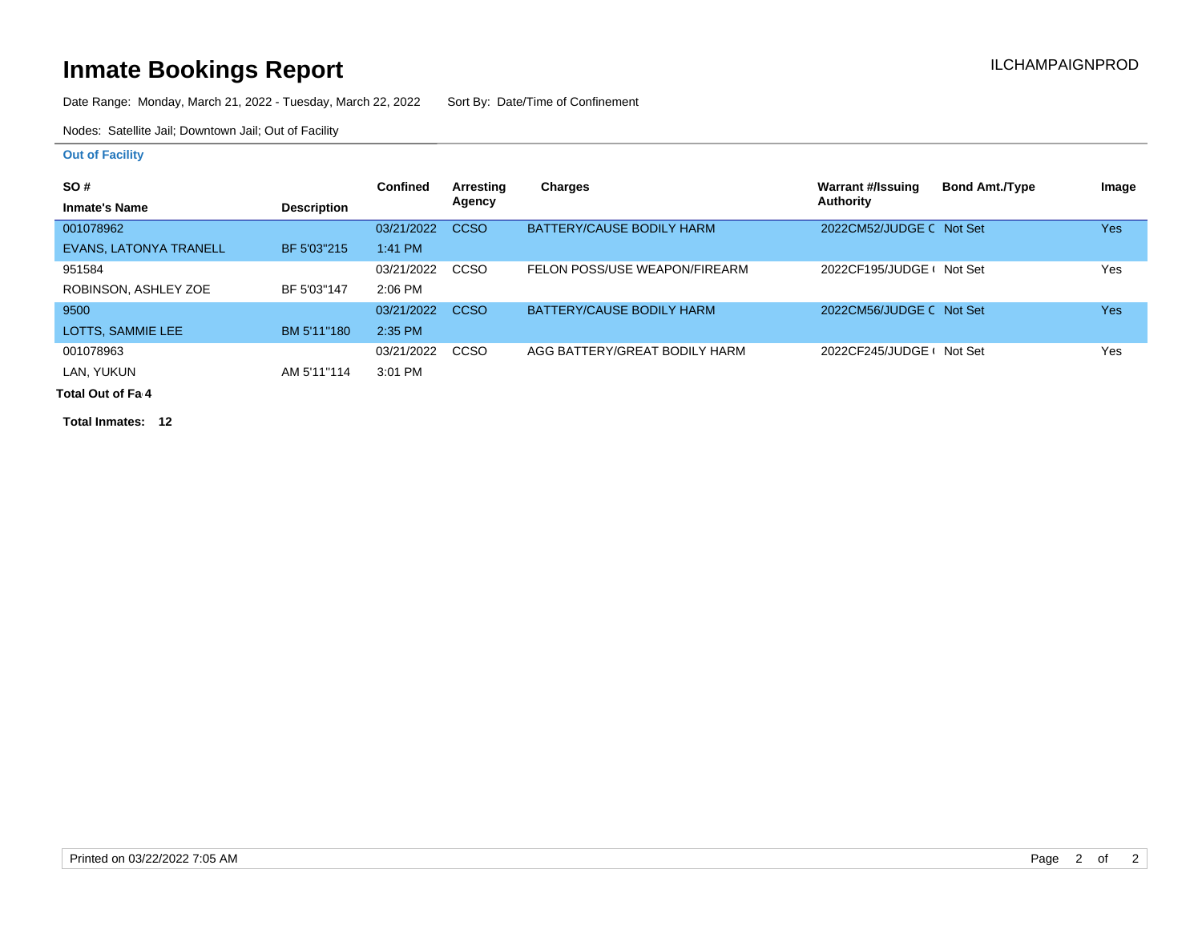# Inmate Bookings Report

ILCHAMPAIGNPROD

Date Range: Monday, March 21, 2022 - Tuesday, March 22, 2022 Sort By: Date/Time of Confinement

Nodes: Satellite Jail; Downtown Jail; Out of Facility

### Out of Facility

| SO # / Inmate's Name | Description | Confined | Arresting Agency | Charges | Warrant #/Issuing Authority | Bond Amt./Type | Image |
|---|---|---|---|---|---|---|---|
| 001078962<br>EVANS, LATONYA TRANELL | BF 5'03"215 | 03/21/2022<br>1:41 PM | CCSO | BATTERY/CAUSE BODILY HARM | 2022CM52/JUDGE C | Not Set | Yes |
| 951584<br>ROBINSON, ASHLEY ZOE | BF 5'03"147 | 03/21/2022<br>2:06 PM | CCSO | FELON POSS/USE WEAPON/FIREARM | 2022CF195/JUDGE ( | Not Set | Yes |
| 9500<br>LOTTS, SAMMIE LEE | BM 5'11"180 | 03/21/2022<br>2:35 PM | CCSO | BATTERY/CAUSE BODILY HARM | 2022CM56/JUDGE C | Not Set | Yes |
| 001078963<br>LAN, YUKUN | AM 5'11"114 | 03/21/2022<br>3:01 PM | CCSO | AGG BATTERY/GREAT BODILY HARM | 2022CF245/JUDGE ( | Not Set | Yes |

**Total Out of Fa 4**

**Total Inmates: 12**

Printed on 03/22/2022 7:05 AM